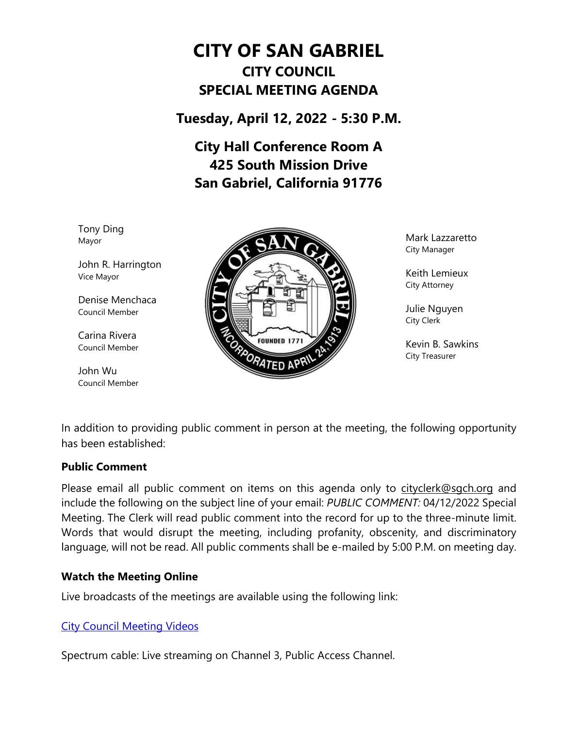# CITY OF SAN GABRIEL

## CITY COUNCIL

## SPECIAL MEETING AGENDA

### Tuesday, April 12, 2022 - 5:30 P.M.

### City Hall Conference Room A
### 425 South Mission Drive
### San Gabriel, California 91776

Tony Ding
Mayor

John R. Harrington
Vice Mayor

Denise Menchaca
Council Member

Carina Rivera
Council Member

John Wu
Council Member

Mark Lazzaretto
City Manager

Keith Lemieux
City Attorney

Julie Nguyen
City Clerk

Kevin B. Sawkins
City Treasurer

In addition to providing public comment in person at the meeting, the following opportunity has been established:

**Public Comment**

Please email all public comment on items on this agenda only to cityclerk@sgch.org and include the following on the subject line of your email: *PUBLIC COMMENT:* 04/12/2022 Special Meeting. The Clerk will read public comment into the record for up to the three-minute limit. Words that would disrupt the meeting, including profanity, obscenity, and discriminatory language, will not be read. All public comments shall be e-mailed by 5:00 P.M. on meeting day.

**Watch the Meeting Online**

Live broadcasts of the meetings are available using the following link:

City Council Meeting Videos

Spectrum cable: Live streaming on Channel 3, Public Access Channel.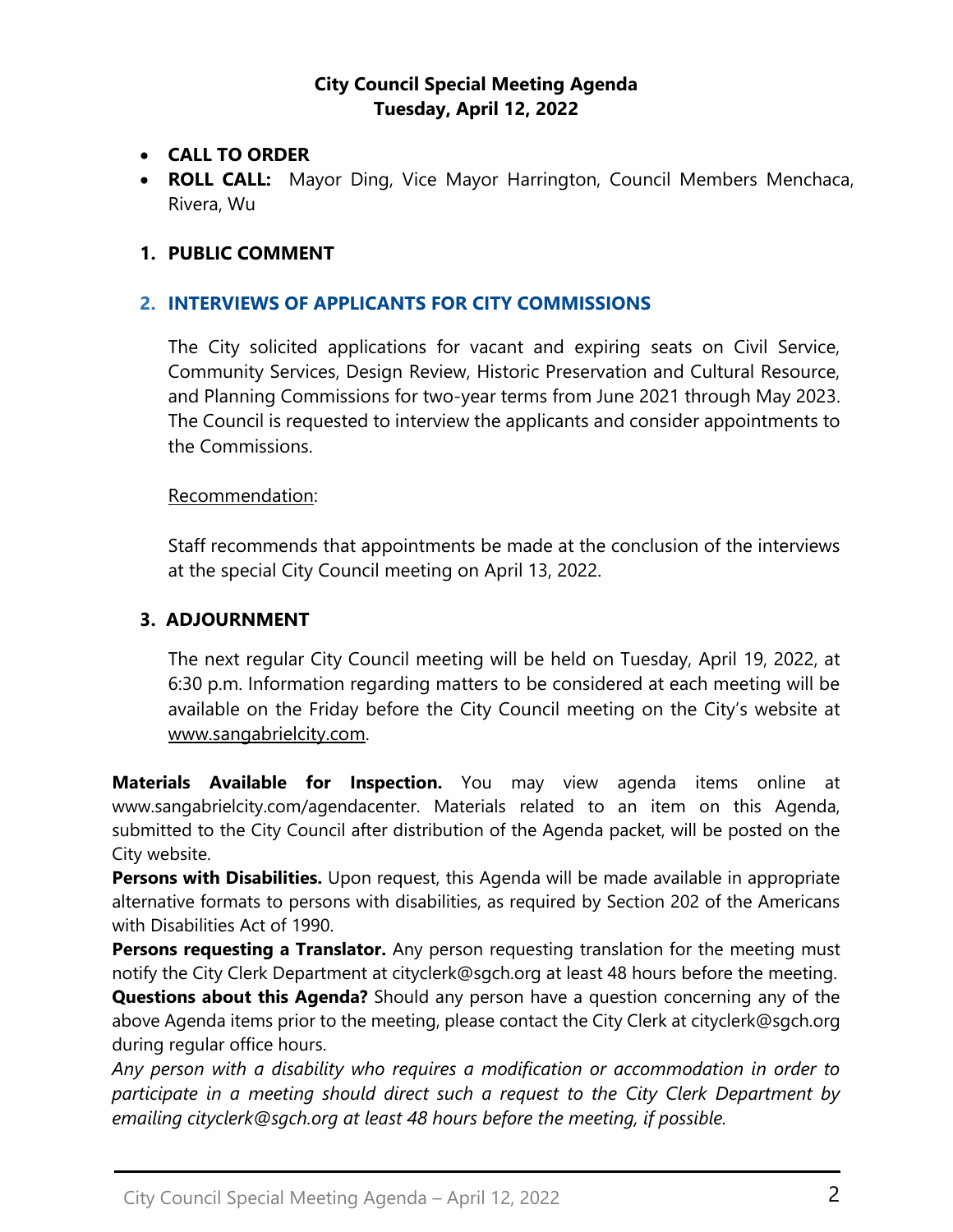**City Council Special Meeting Agenda**
**Tuesday, April 12, 2022**

- **CALL TO ORDER**
- **ROLL CALL:** Mayor Ding, Vice Mayor Harrington, Council Members Menchaca, Rivera, Wu

## 1. PUBLIC COMMENT

## 2. INTERVIEWS OF APPLICANTS FOR CITY COMMISSIONS

The City solicited applications for vacant and expiring seats on Civil Service, Community Services, Design Review, Historic Preservation and Cultural Resource, and Planning Commissions for two-year terms from June 2021 through May 2023. The Council is requested to interview the applicants and consider appointments to the Commissions.

Recommendation:

Staff recommends that appointments be made at the conclusion of the interviews at the special City Council meeting on April 13, 2022.

## 3. ADJOURNMENT

The next regular City Council meeting will be held on Tuesday, April 19, 2022, at 6:30 p.m. Information regarding matters to be considered at each meeting will be available on the Friday before the City Council meeting on the City's website at www.sangabrielcity.com.

**Materials Available for Inspection.** You may view agenda items online at www.sangabrielcity.com/agendacenter. Materials related to an item on this Agenda, submitted to the City Council after distribution of the Agenda packet, will be posted on the City website.

**Persons with Disabilities.** Upon request, this Agenda will be made available in appropriate alternative formats to persons with disabilities, as required by Section 202 of the Americans with Disabilities Act of 1990.

**Persons requesting a Translator.** Any person requesting translation for the meeting must notify the City Clerk Department at cityclerk@sgch.org at least 48 hours before the meeting.

**Questions about this Agenda?** Should any person have a question concerning any of the above Agenda items prior to the meeting, please contact the City Clerk at cityclerk@sgch.org during regular office hours.

*Any person with a disability who requires a modification or accommodation in order to participate in a meeting should direct such a request to the City Clerk Department by emailing cityclerk@sgch.org at least 48 hours before the meeting, if possible.*